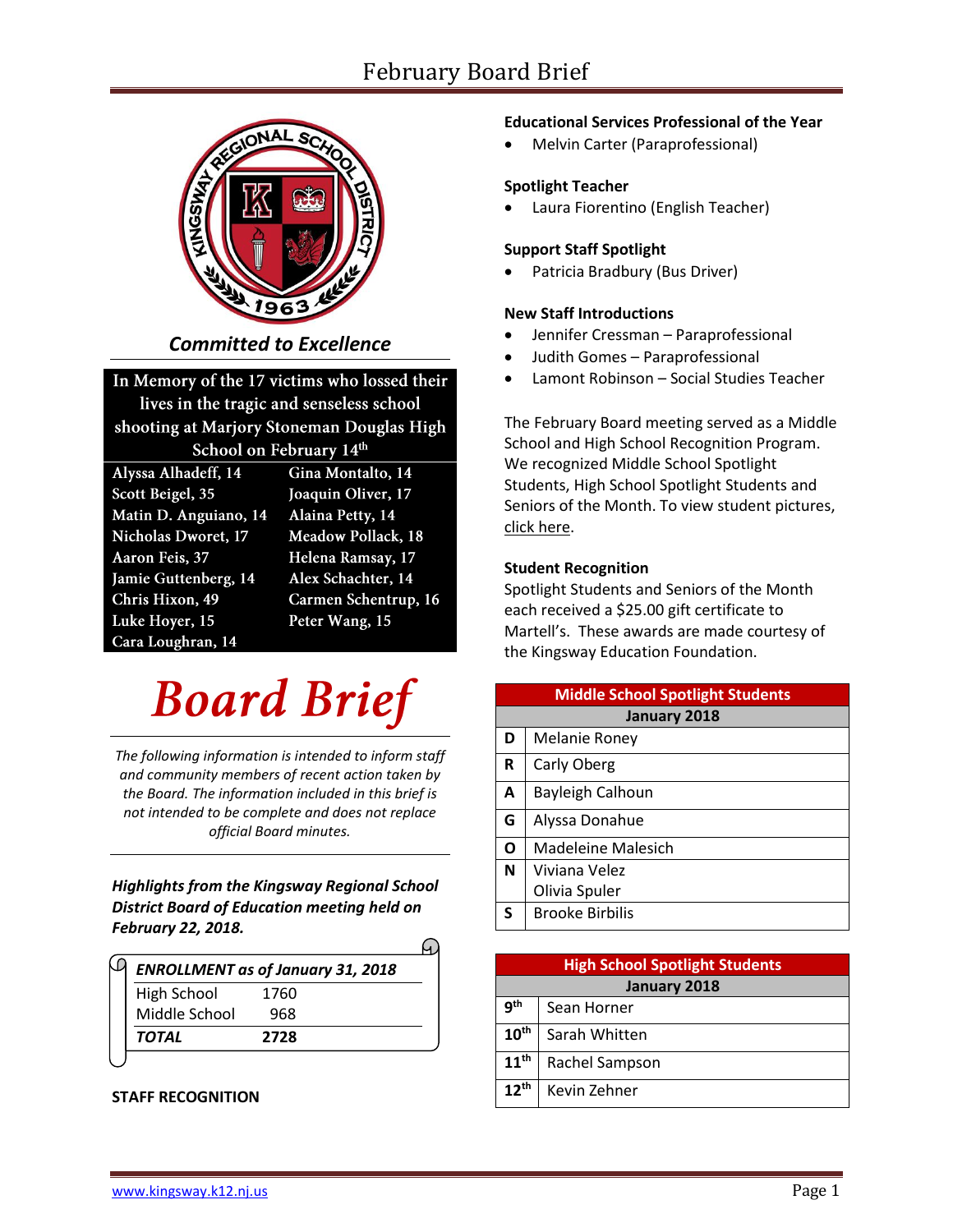# February Board Brief

*Committed to Excellence*

**In Memory of the 17 victims who lossed their lives in the tragic and senseless school shooting at Marjory Stoneman Douglas High School on February 14th**

| | |
|---|---|
| Alyssa Alhadeff, 14 | Gina Montalto, 14 |
| Scott Beigel, 35 | Joaquin Oliver, 17 |
| Matin D. Anguiano, 14 | Alaina Petty, 14 |
| Nicholas Dworet, 17 | Meadow Pollack, 18 |
| Aaron Feis, 37 | Helena Ramsay, 17 |
| Jamie Guttenberg, 14 | Alex Schachter, 14 |
| Chris Hixon, 49 | Carmen Schentrup, 16 |
| Luke Hoyer, 15 | Peter Wang, 15 |
| Cara Loughran, 14 | |

# Board Brief

*The following information is intended to inform staff and community members of recent action taken by the Board. The information included in this brief is not intended to be complete and does not replace official Board minutes.*

***Highlights from the Kingsway Regional School District Board of Education meeting held on February 22, 2018.***

| ***ENROLLMENT as of January 31, 2018*** | |
|---|---|
| High School | 1760 |
| Middle School | 968 |
| ***TOTAL*** | **2728** |

## STAFF RECOGNITION

**Educational Services Professional of the Year**

- Melvin Carter (Paraprofessional)

**Spotlight Teacher**

- Laura Fiorentino (English Teacher)

**Support Staff Spotlight**

- Patricia Bradbury (Bus Driver)

**New Staff Introductions**

- Jennifer Cressman – Paraprofessional
- Judith Gomes – Paraprofessional
- Lamont Robinson – Social Studies Teacher

The February Board meeting served as a Middle School and High School Recognition Program. We recognized Middle School Spotlight Students, High School Spotlight Students and Seniors of the Month. To view student pictures, click here.

**Student Recognition**

Spotlight Students and Seniors of the Month each received a $25.00 gift certificate to Martell's. These awards are made courtesy of the Kingsway Education Foundation.

| Middle School Spotlight Students | |
|---|---|
| **January 2018** | |
| **D** | Melanie Roney |
| **R** | Carly Oberg |
| **A** | Bayleigh Calhoun |
| **G** | Alyssa Donahue |
| **O** | Madeleine Malesich |
| **N** | Viviana Velez<br>Olivia Spuler |
| **S** | Brooke Birbilis |

| High School Spotlight Students | |
|---|---|
| **January 2018** | |
| **9th** | Sean Horner |
| **10th** | Sarah Whitten |
| **11th** | Rachel Sampson |
| **12th** | Kevin Zehner |

www.kingsway.k12.nj.us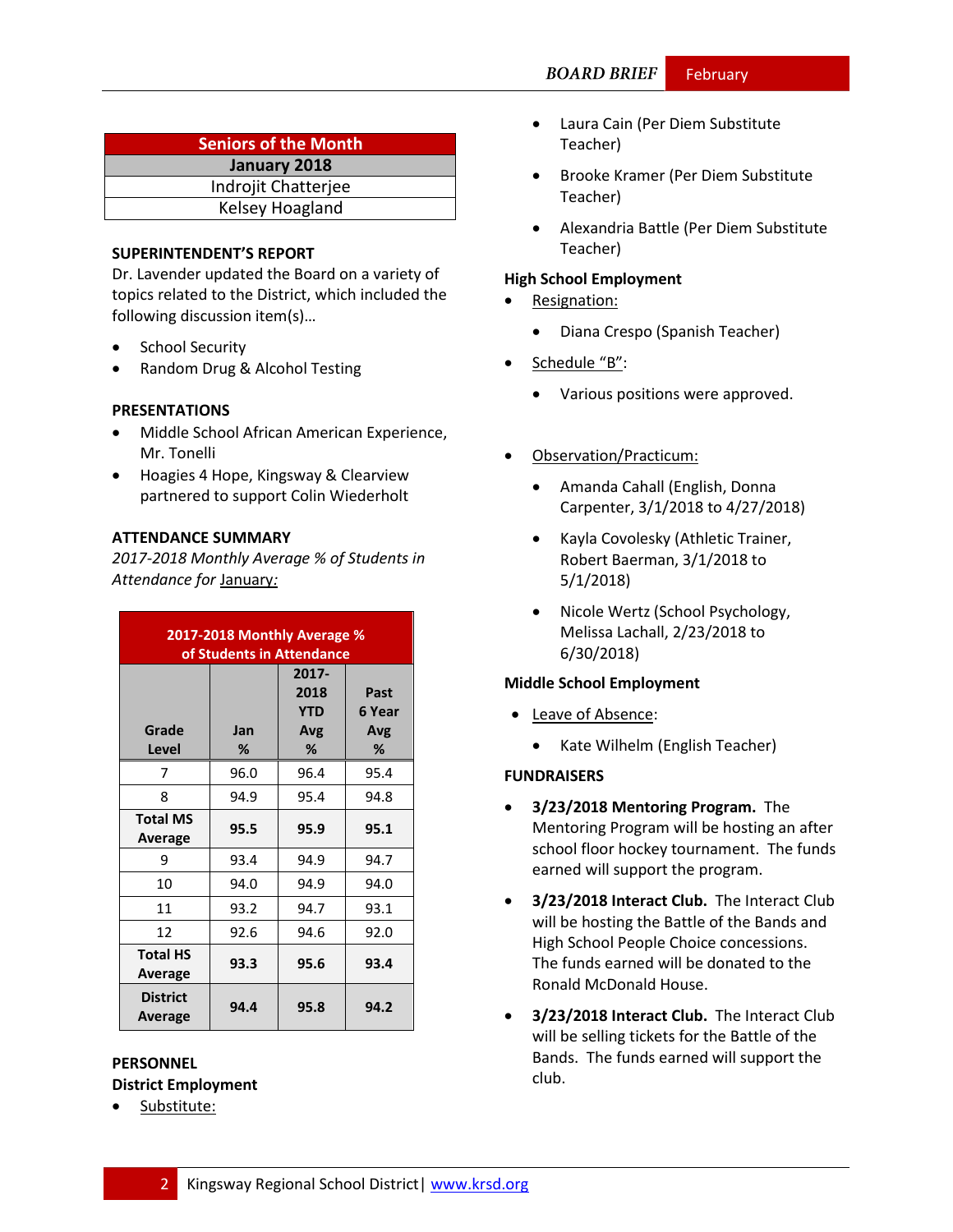| Seniors of the Month |
| --- |
| **January 2018** |
| Indrojit Chatterjee |
| Kelsey Hoagland |

**SUPERINTENDENT'S REPORT**

Dr. Lavender updated the Board on a variety of topics related to the District, which included the following discussion item(s)…

- School Security
- Random Drug & Alcohol Testing

**PRESENTATIONS**

- Middle School African American Experience, Mr. Tonelli
- Hoagies 4 Hope, Kingsway & Clearview partnered to support Colin Wiederholt

**ATTENDANCE SUMMARY**

*2017-2018 Monthly Average % of Students in Attendance for* *January:*

| 2017-2018 Monthly Average % of Students in Attendance | | | |
| --- | --- | --- | --- |
| Grade Level | Jan % | 2017-2018 YTD Avg % | Past 6 Year Avg % |
| 7 | 96.0 | 96.4 | 95.4 |
| 8 | 94.9 | 95.4 | 94.8 |
| **Total MS Average** | **95.5** | **95.9** | **95.1** |
| 9 | 93.4 | 94.9 | 94.7 |
| 10 | 94.0 | 94.9 | 94.0 |
| 11 | 93.2 | 94.7 | 93.1 |
| 12 | 92.6 | 94.6 | 92.0 |
| **Total HS Average** | **93.3** | **95.6** | **93.4** |
| **District Average** | **94.4** | **95.8** | **94.2** |

**PERSONNEL**

**District Employment**

- Substitute:
  - Laura Cain (Per Diem Substitute Teacher)
  - Brooke Kramer (Per Diem Substitute Teacher)
  - Alexandria Battle (Per Diem Substitute Teacher)

**High School Employment**

- Resignation:
  - Diana Crespo (Spanish Teacher)
- Schedule "B":
  - Various positions were approved.
- Observation/Practicum:
  - Amanda Cahall (English, Donna Carpenter, 3/1/2018 to 4/27/2018)
  - Kayla Covolesky (Athletic Trainer, Robert Baerman, 3/1/2018 to 5/1/2018)
  - Nicole Wertz (School Psychology, Melissa Lachall, 2/23/2018 to 6/30/2018)

**Middle School Employment**

- Leave of Absence:
  - Kate Wilhelm (English Teacher)

**FUNDRAISERS**

- **3/23/2018 Mentoring Program.** The Mentoring Program will be hosting an after school floor hockey tournament. The funds earned will support the program.
- **3/23/2018 Interact Club.** The Interact Club will be hosting the Battle of the Bands and High School People Choice concessions. The funds earned will be donated to the Ronald McDonald House.
- **3/23/2018 Interact Club.** The Interact Club will be selling tickets for the Battle of the Bands. The funds earned will support the club.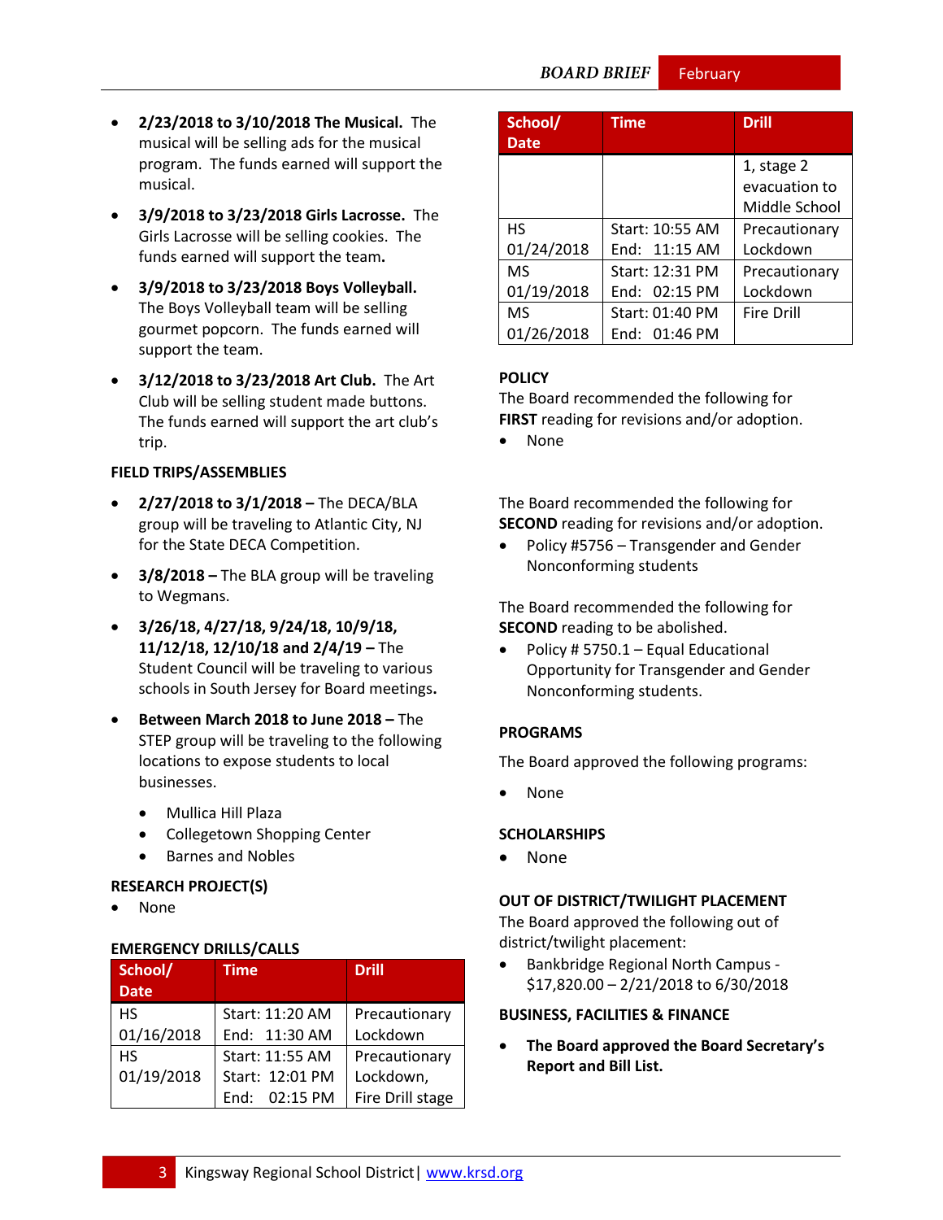- **2/23/2018 to 3/10/2018 The Musical.** The musical will be selling ads for the musical program. The funds earned will support the musical.
- **3/9/2018 to 3/23/2018 Girls Lacrosse.** The Girls Lacrosse will be selling cookies. The funds earned will support the team**.**
- **3/9/2018 to 3/23/2018 Boys Volleyball.** The Boys Volleyball team will be selling gourmet popcorn. The funds earned will support the team.
- **3/12/2018 to 3/23/2018 Art Club.** The Art Club will be selling student made buttons. The funds earned will support the art club's trip.

**FIELD TRIPS/ASSEMBLIES**

- **2/27/2018 to 3/1/2018 –** The DECA/BLA group will be traveling to Atlantic City, NJ for the State DECA Competition.
- **3/8/2018 –** The BLA group will be traveling to Wegmans.
- **3/26/18, 4/27/18, 9/24/18, 10/9/18, 11/12/18, 12/10/18 and 2/4/19 –** The Student Council will be traveling to various schools in South Jersey for Board meetings**.**
- **Between March 2018 to June 2018 –** The STEP group will be traveling to the following locations to expose students to local businesses.
  - Mullica Hill Plaza
  - Collegetown Shopping Center
  - Barnes and Nobles

**RESEARCH PROJECT(S)**

- None

**EMERGENCY DRILLS/CALLS**

| School/ Date | Time | Drill |
|---|---|---|
| HS 01/16/2018 | Start: 11:20 AM End: 11:30 AM | Precautionary Lockdown |
| HS 01/19/2018 | Start: 11:55 AM Start: 12:01 PM End: 02:15 PM | Precautionary Lockdown, Fire Drill stage 1, stage 2 evacuation to Middle School |
| HS 01/24/2018 | Start: 10:55 AM End: 11:15 AM | Precautionary Lockdown |
| MS 01/19/2018 | Start: 12:31 PM End: 02:15 PM | Precautionary Lockdown |
| MS 01/26/2018 | Start: 01:40 PM End: 01:46 PM | Fire Drill |

**POLICY**

The Board recommended the following for **FIRST** reading for revisions and/or adoption.

- None

The Board recommended the following for **SECOND** reading for revisions and/or adoption.

- Policy #5756 – Transgender and Gender Nonconforming students

The Board recommended the following for **SECOND** reading to be abolished.

- Policy # 5750.1 – Equal Educational Opportunity for Transgender and Gender Nonconforming students.

**PROGRAMS**

The Board approved the following programs:

- None

**SCHOLARSHIPS**

- None

**OUT OF DISTRICT/TWILIGHT PLACEMENT**

The Board approved the following out of district/twilight placement:

- Bankbridge Regional North Campus - $17,820.00 – 2/21/2018 to 6/30/2018

**BUSINESS, FACILITIES & FINANCE**

- **The Board approved the Board Secretary's Report and Bill List.**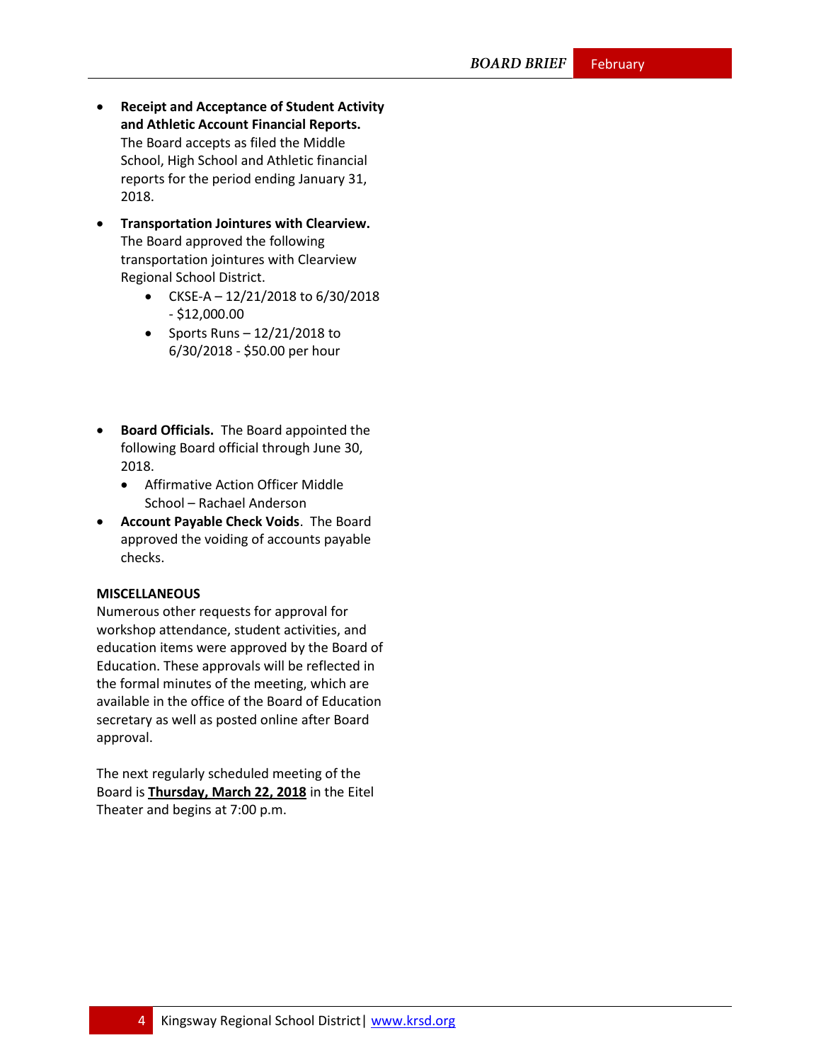- **Receipt and Acceptance of Student Activity and Athletic Account Financial Reports.** The Board accepts as filed the Middle School, High School and Athletic financial reports for the period ending January 31, 2018.
- **Transportation Jointures with Clearview.** The Board approved the following transportation jointures with Clearview Regional School District.
  - CKSE-A – 12/21/2018 to 6/30/2018 - $12,000.00
  - Sports Runs – 12/21/2018 to 6/30/2018 - $50.00 per hour
- **Board Officials.** The Board appointed the following Board official through June 30, 2018.
  - Affirmative Action Officer Middle School – Rachael Anderson
- **Account Payable Check Voids**. The Board approved the voiding of accounts payable checks.

**MISCELLANEOUS**

Numerous other requests for approval for workshop attendance, student activities, and education items were approved by the Board of Education. These approvals will be reflected in the formal minutes of the meeting, which are available in the office of the Board of Education secretary as well as posted online after Board approval.

The next regularly scheduled meeting of the Board is **Thursday, March 22, 2018** in the Eitel Theater and begins at 7:00 p.m.